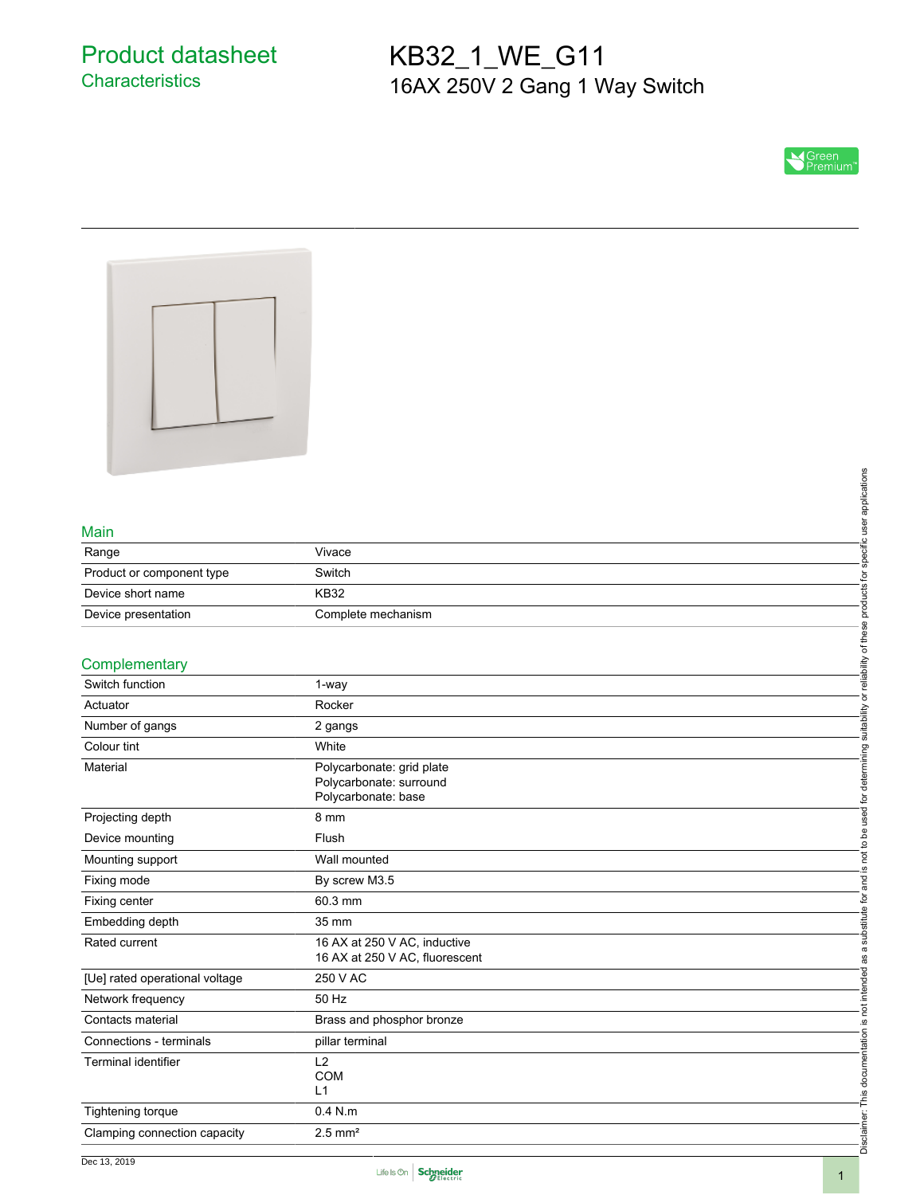# Product datasheet
## Characteristics

# KB32_1_WE_G11
## 16AX 250V 2 Gang 1 Way Switch

Green Premium™

### Main

| | |
|---|---|
| Range | Vivace |
| Product or component type | Switch |
| Device short name | KB32 |
| Device presentation | Complete mechanism |

### Complementary

| | |
|---|---|
| Switch function | 1-way |
| Actuator | Rocker |
| Number of gangs | 2 gangs |
| Colour tint | White |
| Material | Polycarbonate: grid plate<br>Polycarbonate: surround<br>Polycarbonate: base |
| Projecting depth | 8 mm |
| Device mounting | Flush |
| Mounting support | Wall mounted |
| Fixing mode | By screw M3.5 |
| Fixing center | 60.3 mm |
| Embedding depth | 35 mm |
| Rated current | 16 AX at 250 V AC, inductive<br>16 AX at 250 V AC, fluorescent |
| [Ue] rated operational voltage | 250 V AC |
| Network frequency | 50 Hz |
| Contacts material | Brass and phosphor bronze |
| Connections - terminals | pillar terminal |
| Terminal identifier | L2<br>COM<br>L1 |
| Tightening torque | 0.4 N.m |
| Clamping connection capacity | 2.5 mm² |

Disclaimer: This documentation is not intended as a substitute for and is not to be used for determining suitability or reliability of these products for specific user applications

Dec 13, 2019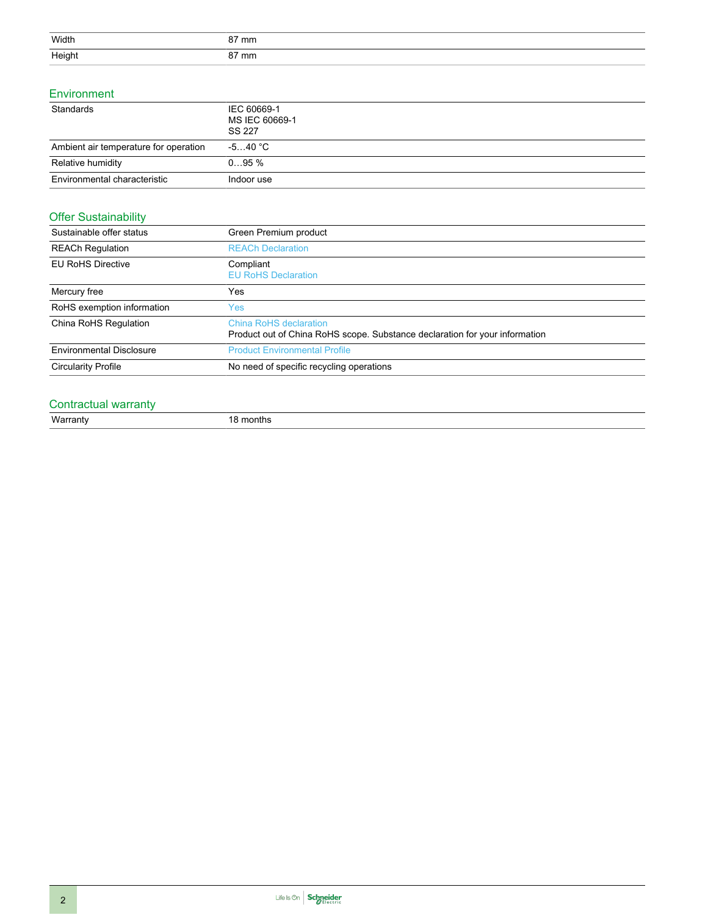| | |
|---|---|
| Width | 87 mm |
| Height | 87 mm |

## Environment

| | |
|---|---|
| Standards | IEC 60669-1<br>MS IEC 60669-1<br>SS 227 |
| Ambient air temperature for operation | -5…40 °C |
| Relative humidity | 0…95 % |
| Environmental characteristic | Indoor use |

## Offer Sustainability

| | |
|---|---|
| Sustainable offer status | Green Premium product |
| REACh Regulation | REACh Declaration |
| EU RoHS Directive | Compliant<br>EU RoHS Declaration |
| Mercury free | Yes |
| RoHS exemption information | Yes |
| China RoHS Regulation | China RoHS declaration<br>Product out of China RoHS scope. Substance declaration for your information |
| Environmental Disclosure | Product Environmental Profile |
| Circularity Profile | No need of specific recycling operations |

## Contractual warranty

| | |
|---|---|
| Warranty | 18 months |